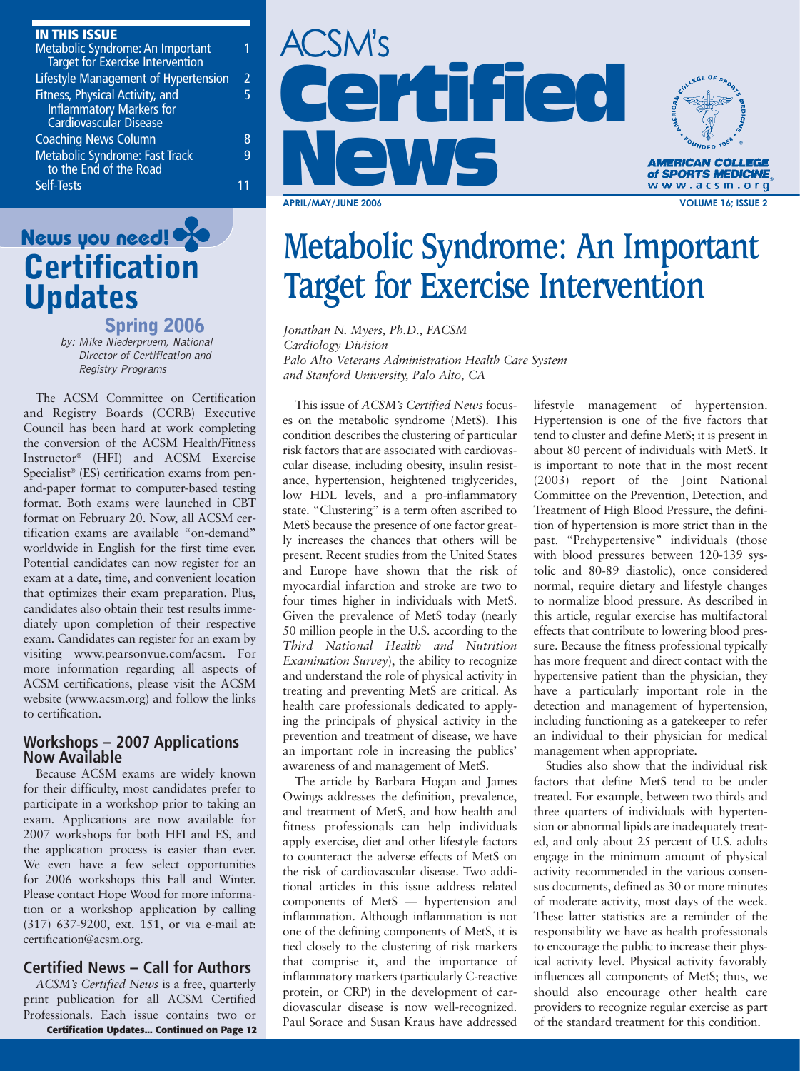# ACSM's Certified News

**AMERICAN COLLEGE of SPORTS MEDICINE**
www.acsm.org

## IN THIS ISSUE

| | |
|---|---|
| Metabolic Syndrome: An Important Target for Exercise Intervention | 1 |
| Lifestyle Management of Hypertension | 2 |
| Fitness, Physical Activity, and Inflammatory Markers for Cardiovascular Disease | 5 |
| Coaching News Column | 8 |
| Metabolic Syndrome: Fast Track to the End of the Road | 9 |
| Self-Tests | 11 |

# Metabolic Syndrome: An Important Target for Exercise Intervention

*Jonathan N. Myers, Ph.D., FACSM*
*Cardiology Division*
*Palo Alto Veterans Administration Health Care System and Stanford University, Palo Alto, CA*

This issue of *ACSM's Certified News* focuses on the metabolic syndrome (MetS). This condition describes the clustering of particular risk factors that are associated with cardiovascular disease, including obesity, insulin resistance, hypertension, heightened triglycerides, low HDL levels, and a pro-inflammatory state. "Clustering" is a term often ascribed to MetS because the presence of one factor greatly increases the chances that others will be present. Recent studies from the United States and Europe have shown that the risk of myocardial infarction and stroke are two to four times higher in individuals with MetS. Given the prevalence of MetS today (nearly 50 million people in the U.S. according to the *Third National Health and Nutrition Examination Survey*), the ability to recognize and understand the role of physical activity in treating and preventing MetS are critical. As health care professionals dedicated to applying the principals of physical activity in the prevention and treatment of disease, we have an important role in increasing the publics' awareness of and management of MetS.

The article by Barbara Hogan and James Owings addresses the definition, prevalence, and treatment of MetS, and how health and fitness professionals can help individuals apply exercise, diet and other lifestyle factors to counteract the adverse effects of MetS on the risk of cardiovascular disease. Two additional articles in this issue address related components of MetS — hypertension and inflammation. Although inflammation is not one of the defining components of MetS, it is tied closely to the clustering of risk markers that comprise it, and the importance of inflammatory markers (particularly C-reactive protein, or CRP) in the development of cardiovascular disease is now well-recognized. Paul Sorace and Susan Kraus have addressed lifestyle management of hypertension. Hypertension is one of the five factors that tend to cluster and define MetS; it is present in about 80 percent of individuals with MetS. It is important to note that in the most recent (2003) report of the Joint National Committee on the Prevention, Detection, and Treatment of High Blood Pressure, the definition of hypertension is more strict than in the past. "Prehypertensive" individuals (those with blood pressures between 120-139 systolic and 80-89 diastolic), once considered normal, require dietary and lifestyle changes to normalize blood pressure. As described in this article, regular exercise has multifactoral effects that contribute to lowering blood pressure. Because the fitness professional typically has more frequent and direct contact with the hypertensive patient than the physician, they have a particularly important role in the detection and management of hypertension, including functioning as a gatekeeper to refer an individual to their physician for medical management when appropriate.

Studies also show that the individual risk factors that define MetS tend to be under treated. For example, between two thirds and three quarters of individuals with hypertension or abnormal lipids are inadequately treated, and only about 25 percent of U.S. adults engage in the minimum amount of physical activity recommended in the various consensus documents, defined as 30 or more minutes of moderate activity, most days of the week. These latter statistics are a reminder of the responsibility we have as health professionals to encourage the public to increase their physical activity level. Physical activity favorably influences all components of MetS; thus, we should also encourage other health care providers to recognize regular exercise as part of the standard treatment for this condition.

## News you need! Certification Updates

### Spring 2006

*by: Mike Niederpruem, National Director of Certification and Registry Programs*

The ACSM Committee on Certification and Registry Boards (CCRB) Executive Council has been hard at work completing the conversion of the ACSM Health/Fitness Instructor® (HFI) and ACSM Exercise Specialist® (ES) certification exams from pen-and-paper format to computer-based testing format. Both exams were launched in CBT format on February 20. Now, all ACSM certification exams are available "on-demand" worldwide in English for the first time ever. Potential candidates can now register for an exam at a date, time, and convenient location that optimizes their exam preparation. Plus, candidates also obtain their test results immediately upon completion of their respective exam. Candidates can register for an exam by visiting www.pearsonvue.com/acsm. For more information regarding all aspects of ACSM certifications, please visit the ACSM website (www.acsm.org) and follow the links to certification.

### Workshops – 2007 Applications Now Available

Because ACSM exams are widely known for their difficulty, most candidates prefer to participate in a workshop prior to taking an exam. Applications are now available for 2007 workshops for both HFI and ES, and the application process is easier than ever. We even have a few select opportunities for 2006 workshops this Fall and Winter. Please contact Hope Wood for more information or a workshop application by calling (317) 637-9200, ext. 151, or via e-mail at: certification@acsm.org.

### Certified News – Call for Authors

*ACSM's Certified News* is a free, quarterly print publication for all ACSM Certified Professionals. Each issue contains two or

**Certification Updates... Continued on Page 12**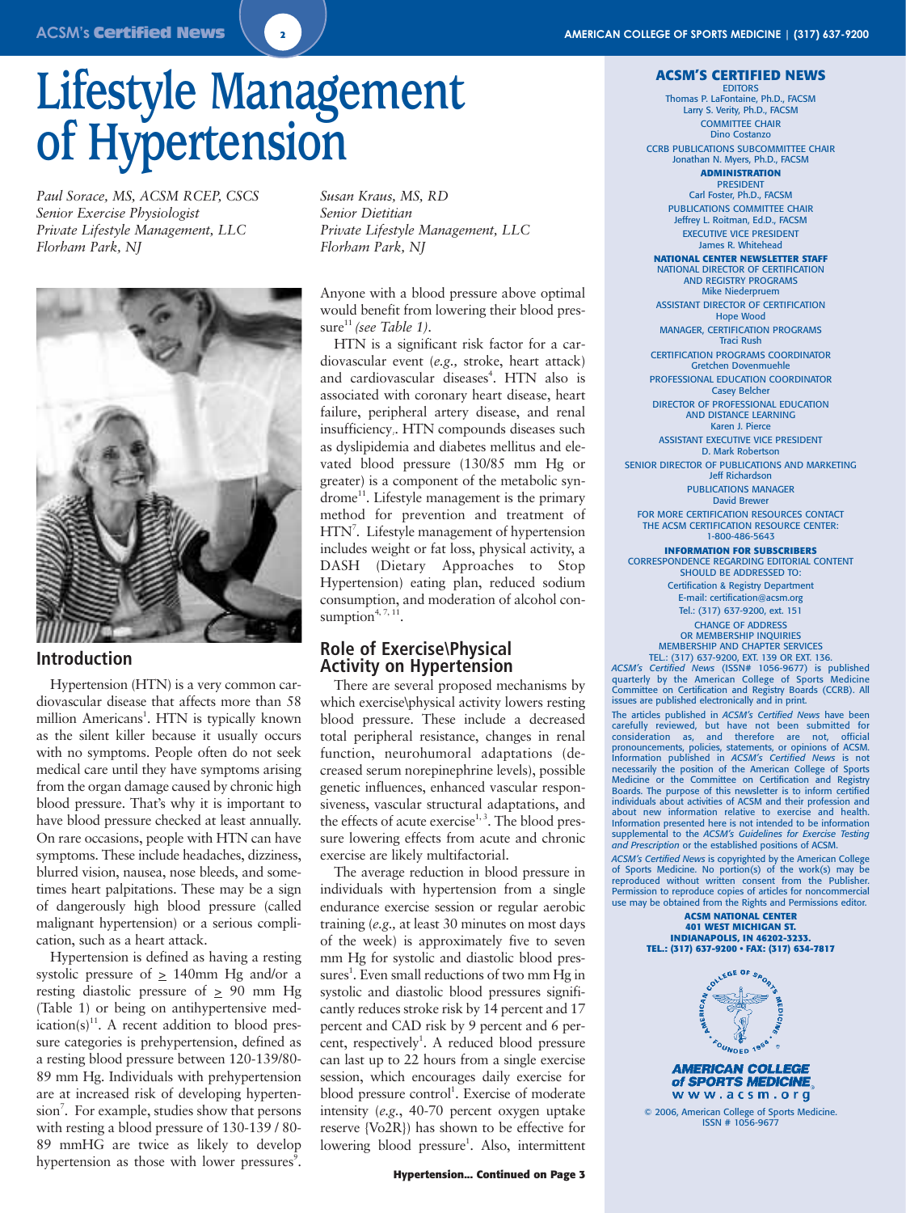# Lifestyle Management of Hypertension

*Paul Sorace, MS, ACSM RCEP, CSCS*
*Senior Exercise Physiologist*
*Private Lifestyle Management, LLC*
*Florham Park, NJ*

*Susan Kraus, MS, RD*
*Senior Dietitian*
*Private Lifestyle Management, LLC*
*Florham Park, NJ*

## Introduction

Hypertension (HTN) is a very common cardiovascular disease that affects more than 58 million Americans[1]. HTN is typically known as the silent killer because it usually occurs with no symptoms. People often do not seek medical care until they have symptoms arising from the organ damage caused by chronic high blood pressure. That's why it is important to have blood pressure checked at least annually. On rare occasions, people with HTN can have symptoms. These include headaches, dizziness, blurred vision, nausea, nose bleeds, and sometimes heart palpitations. These may be a sign of dangerously high blood pressure (called malignant hypertension) or a serious complication, such as a heart attack.

Hypertension is defined as having a resting systolic pressure of $\geq$ 140mm Hg and/or a resting diastolic pressure of $\geq$ 90 mm Hg (Table 1) or being on antihypertensive medication(s)[11]. A recent addition to blood pressure categories is prehypertension, defined as a resting blood pressure between 120-139/80-89 mm Hg. Individuals with prehypertension are at increased risk of developing hypertension[7]. For example, studies show that persons with resting a blood pressure of 130-139 / 80-89 mmHG are twice as likely to develop hypertension as those with lower pressures[9]. Anyone with a blood pressure above optimal would benefit from lowering their blood pressure[11] *(see Table 1)*.

HTN is a significant risk factor for a cardiovascular event (*e.g.,* stroke, heart attack) and cardiovascular diseases[4]. HTN also is associated with coronary heart disease, heart failure, peripheral artery disease, and renal insufficiency,. HTN compounds diseases such as dyslipidemia and diabetes mellitus and elevated blood pressure (130/85 mm Hg or greater) is a component of the metabolic syndrome[11]. Lifestyle management is the primary method for prevention and treatment of HTN[7]. Lifestyle management of hypertension includes weight or fat loss, physical activity, a DASH (Dietary Approaches to Stop Hypertension) eating plan, reduced sodium consumption, and moderation of alcohol consumption[4, 7, 11].

## Role of Exercise\Physical Activity on Hypertension

There are several proposed mechanisms by which exercise\physical activity lowers resting blood pressure. These include a decreased total peripheral resistance, changes in renal function, neurohumoral adaptations (decreased serum norepinephrine levels), possible genetic influences, enhanced vascular responsiveness, vascular structural adaptations, and the effects of acute exercise[1, 3]. The blood pressure lowering effects from acute and chronic exercise are likely multifactorial.

The average reduction in blood pressure in individuals with hypertension from a single endurance exercise session or regular aerobic training (*e.g.,* at least 30 minutes on most days of the week) is approximately five to seven mm Hg for systolic and diastolic blood pressures[1]. Even small reductions of two mm Hg in systolic and diastolic blood pressures significantly reduces stroke risk by 14 percent and 17 percent and CAD risk by 9 percent and 6 percent, respectively[1]. A reduced blood pressure can last up to 22 hours from a single exercise session, which encourages daily exercise for blood pressure control[1]. Exercise of moderate intensity (*e.g.*, 40-70 percent oxygen uptake reserve {Vo2R}) has shown to be effective for lowering blood pressure[1]. Also, intermittent

**Hypertension... Continued on Page 3**

---

**ACSM'S CERTIFIED NEWS**

EDITORS
Thomas P. LaFontaine, Ph.D., FACSM
Larry S. Verity, Ph.D., FACSM

COMMITTEE CHAIR
Dino Costanzo

CCRB PUBLICATIONS SUBCOMMITTEE CHAIR
Jonathan N. Myers, Ph.D., FACSM

**ADMINISTRATION**

PRESIDENT
Carl Foster, Ph.D., FACSM

PUBLICATIONS COMMITTEE CHAIR
Jeffrey L. Roitman, Ed.D., FACSM

EXECUTIVE VICE PRESIDENT
James R. Whitehead

**NATIONAL CENTER NEWSLETTER STAFF**

NATIONAL DIRECTOR OF CERTIFICATION AND REGISTRY PROGRAMS
Mike Niederpruem

ASSISTANT DIRECTOR OF CERTIFICATION
Hope Wood

MANAGER, CERTIFICATION PROGRAMS
Traci Rush

CERTIFICATION PROGRAMS COORDINATOR
Gretchen Dovenmuehle

PROFESSIONAL EDUCATION COORDINATOR
Casey Belcher

DIRECTOR OF PROFESSIONAL EDUCATION AND DISTANCE LEARNING
Karen J. Pierce

ASSISTANT EXECUTIVE VICE PRESIDENT
D. Mark Robertson

SENIOR DIRECTOR OF PUBLICATIONS AND MARKETING
Jeff Richardson

PUBLICATIONS MANAGER
David Brewer

FOR MORE CERTIFICATION RESOURCES CONTACT THE ACSM CERTIFICATION RESOURCE CENTER: 1-800-486-5643

**INFORMATION FOR SUBSCRIBERS**

CORRESPONDENCE REGARDING EDITORIAL CONTENT SHOULD BE ADDRESSED TO:
Certification & Registry Department
E-mail: certification@acsm.org
Tel.: (317) 637-9200, ext. 151

CHANGE OF ADDRESS OR MEMBERSHIP INQUIRIES
MEMBERSHIP AND CHAPTER SERVICES
TEL.: (317) 637-9200, EXT. 139 OR EXT. 136.

*ACSM's Certified News* (ISSN# 1056-9677) is published quarterly by the American College of Sports Medicine Committee on Certification and Registry Boards (CCRB). All issues are published electronically and in print.

The articles published in *ACSM's Certified News* have been carefully reviewed, but have not been submitted for consideration as, and therefore are not, official pronouncements, policies, statements, or opinions of ACSM. Information published in *ACSM's Certified News* is not necessarily the position of the American College of Sports Medicine or the Committee on Certification and Registry Boards. The purpose of this newsletter is to inform certified individuals about activities of ACSM and their profession and about new information relative to exercise and health. Information presented here is not intended to be information supplemental to the *ACSM's Guidelines for Exercise Testing and Prescription* or the established positions of ACSM.

*ACSM's Certified News* is copyrighted by the American College of Sports Medicine. No portion(s) of the work(s) may be reproduced without written consent from the Publisher. Permission to reproduce copies of articles for noncommercial use may be obtained from the Rights and Permissions editor.

**ACSM NATIONAL CENTER**
**401 WEST MICHIGAN ST.**
**INDIANAPOLIS, IN 46202-3233.**
**TEL.: (317) 637-9200 • FAX: (317) 634-7817**

**AMERICAN COLLEGE of SPORTS MEDICINE**
www.acsm.org

© 2006, American College of Sports Medicine.
ISSN # 1056-9677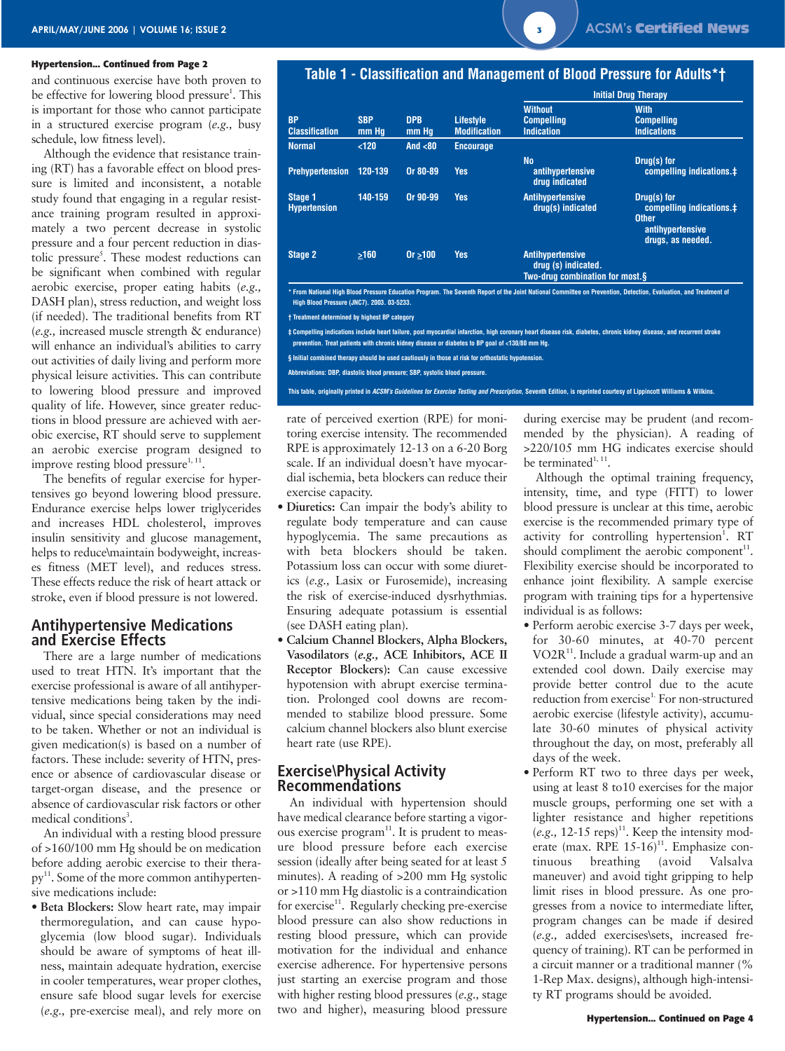**Hypertension... Continued from Page 2**

and continuous exercise have both proven to be effective for lowering blood pressure[1]. This is important for those who cannot participate in a structured exercise program (*e.g.,* busy schedule, low fitness level).

Although the evidence that resistance training (RT) has a favorable effect on blood pressure is limited and inconsistent, a notable study found that engaging in a regular resistance training program resulted in approximately a two percent decrease in systolic pressure and a four percent reduction in diastolic pressure[5]. These modest reductions can be significant when combined with regular aerobic exercise, proper eating habits (*e.g.,* DASH plan), stress reduction, and weight loss (if needed). The traditional benefits from RT (*e.g.,* increased muscle strength & endurance) will enhance an individual's abilities to carry out activities of daily living and perform more physical leisure activities. This can contribute to lowering blood pressure and improved quality of life. However, since greater reductions in blood pressure are achieved with aerobic exercise, RT should serve to supplement an aerobic exercise program designed to improve resting blood pressure[1, 11].

The benefits of regular exercise for hypertensives go beyond lowering blood pressure. Endurance exercise helps lower triglycerides and increases HDL cholesterol, improves insulin sensitivity and glucose management, helps to reduce\maintain bodyweight, increases fitness (MET level), and reduces stress. These effects reduce the risk of heart attack or stroke, even if blood pressure is not lowered.

## Antihypertensive Medications and Exercise Effects

There are a large number of medications used to treat HTN. It's important that the exercise professional is aware of all antihypertensive medications being taken by the individual, since special considerations may need to be taken. Whether or not an individual is given medication(s) is based on a number of factors. These include: severity of HTN, presence or absence of cardiovascular disease or target-organ disease, and the presence or absence of cardiovascular risk factors or other medical conditions[3].

An individual with a resting blood pressure of >160/100 mm Hg should be on medication before adding aerobic exercise to their therapy[11]. Some of the more common antihypertensive medications include:

- **Beta Blockers:** Slow heart rate, may impair thermoregulation, and can cause hypoglycemia (low blood sugar). Individuals should be aware of symptoms of heat illness, maintain adequate hydration, exercise in cooler temperatures, wear proper clothes, ensure safe blood sugar levels for exercise (*e.g.,* pre-exercise meal), and rely more on rate of perceived exertion (RPE) for monitoring exercise intensity. The recommended RPE is approximately 12-13 on a 6-20 Borg scale. If an individual doesn't have myocardial ischemia, beta blockers can reduce their exercise capacity.
- **Diuretics:** Can impair the body's ability to regulate body temperature and can cause hypoglycemia. The same precautions as with beta blockers should be taken. Potassium loss can occur with some diuretics (*e.g.,* Lasix or Furosemide), increasing the risk of exercise-induced dysrhythmias. Ensuring adequate potassium is essential (see DASH eating plan).
- **Calcium Channel Blockers, Alpha Blockers, Vasodilators (*e.g.,* ACE Inhibitors, ACE II Receptor Blockers):** Can cause excessive hypotension with abrupt exercise termination. Prolonged cool downs are recommended to stabilize blood pressure. Some calcium channel blockers also blunt exercise heart rate (use RPE).

**Table 1 - Classification and Management of Blood Pressure for Adults*†**

| BP Classification | SBP mm Hg | DPB mm Hg | Lifestyle Modification | Initial Drug Therapy: Without Compelling Indication | Initial Drug Therapy: With Compelling Indications |
|---|---|---|---|---|---|
| Normal | <120 | And <80 | Encourage | | |
| Prehypertension | 120-139 | Or 80-89 | Yes | No antihypertensive drug indicated | Drug(s) for compelling indications.‡ |
| Stage 1 Hypertension | 140-159 | Or 90-99 | Yes | Antihypertensive drug(s) indicated | Drug(s) for compelling indications.‡ Other antihypertensive drugs, as needed. |
| Stage 2 | ≥160 | Or ≥100 | Yes | Antihypertensive drug (s) indicated. Two-drug combination for most.§ | |

\* From National High Blood Pressure Education Program. The Seventh Report of the Joint National Committee on Prevention, Detection, Evaluation, and Treatment of High Blood Pressure (JNC7). 2003. 03-5233.

† Treatment determined by highest BP category

‡ Compelling indications include heart failure, post myocardial infarction, high coronary heart disease risk, diabetes, chronic kidney disease, and recurrent stroke prevention. Treat patients with chronic kidney disease or diabetes to BP goal of <130/80 mm Hg.

§ Initial combined therapy should be used cautiously in those at risk for orthostatic hypotension.

Abbreviations: DBP, diastolic blood pressure; SBP, systolic blood pressure.

This table, originally printed in *ACSM's Guidelines for Exercise Testing and Prescription*, Seventh Edition, is reprinted courtesy of Lippincott Williams & Wilkins.

## Exercise\Physical Activity Recommendations

An individual with hypertension should have medical clearance before starting a vigorous exercise program[11]. It is prudent to measure blood pressure before each exercise session (ideally after being seated for at least 5 minutes). A reading of >200 mm Hg systolic or >110 mm Hg diastolic is a contraindication for exercise[11]. Regularly checking pre-exercise blood pressure can also show reductions in resting blood pressure, which can provide motivation for the individual and enhance exercise adherence. For hypertensive persons just starting an exercise program and those with higher resting blood pressures (*e.g.,* stage two and higher), measuring blood pressure during exercise may be prudent (and recommended by the physician). A reading of >220/105 mm HG indicates exercise should be terminated[1, 11].

Although the optimal training frequency, intensity, time, and type (FITT) to lower blood pressure is unclear at this time, aerobic exercise is the recommended primary type of activity for controlling hypertension[1]. RT should compliment the aerobic component[11]. Flexibility exercise should be incorporated to enhance joint flexibility. A sample exercise program with training tips for a hypertensive individual is as follows:

- Perform aerobic exercise 3-7 days per week, for 30-60 minutes, at 40-70 percent VO2R[11]. Include a gradual warm-up and an extended cool down. Daily exercise may provide better control due to the acute reduction from exercise[1]. For non-structured aerobic exercise (lifestyle activity), accumulate 30-60 minutes of physical activity throughout the day, on most, preferably all days of the week.
- Perform RT two to three days per week, using at least 8 to10 exercises for the major muscle groups, performing one set with a lighter resistance and higher repetitions (*e.g.,* 12-15 reps)[11]. Keep the intensity moderate (max. RPE 15-16)[11]. Emphasize continuous breathing (avoid Valsalva maneuver) and avoid tight gripping to help limit rises in blood pressure. As one progresses from a novice to intermediate lifter, program changes can be made if desired (*e.g.,* added exercises\sets, increased frequency of training). RT can be performed in a circuit manner or a traditional manner (% 1-Rep Max. designs), although high-intensity RT programs should be avoided.

**Hypertension... Continued on Page 4**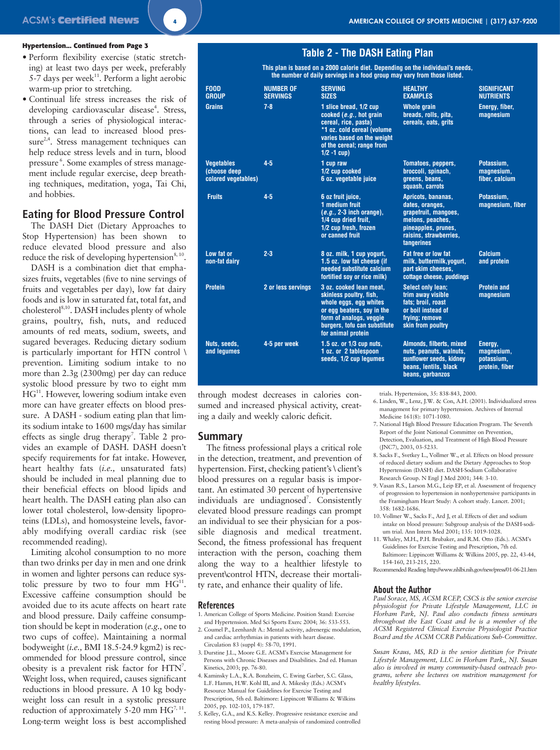**Hypertension... Continued from Page 3**

- Perform flexibility exercise (static stretching) at least two days per week, preferably 5-7 days per week[11]. Perform a light aerobic warm-up prior to stretching.
- Continual life stress increases the risk of developing cardiovascular disease[4]. Stress, through a series of physiological interactions, can lead to increased blood pressure[2,4]. Stress management techniques can help reduce stress levels and in turn, blood pressure[6]. Some examples of stress management include regular exercise, deep breathing techniques, meditation, yoga, Tai Chi, and hobbies.

## Eating for Blood Pressure Control

The DASH Diet (Dietary Approaches to Stop Hypertension) has been shown to reduce elevated blood pressure and also reduce the risk of developing hypertension[8, 10].

DASH is a combination diet that emphasizes fruits, vegetables (five to nine servings of fruits and vegetables per day), low fat dairy foods and is low in saturated fat, total fat, and cholesterol[8,10]. DASH includes plenty of whole grains, poultry, fish, nuts, and reduced amounts of red meats, sodium, sweets, and sugared beverages. Reducing dietary sodium is particularly important for HTN control \ prevention. Limiting sodium intake to no more than 2.3g (2300mg) per day can reduce systolic blood pressure by two to eight mm HG[11]. However, lowering sodium intake even more can have greater effects on blood pressure. A DASH - sodium eating plan that limits its sodium intake to 1600 mgs/day has similar effects as single drug therapy[7]. Table 2 provides an example of DASH. DASH doesn't specify requirements for fat intake. However, heart healthy fats (*i.e.,* unsaturated fats) should be included in meal planning due to their beneficial effects on blood lipids and heart health. The DASH eating plan also can lower total cholesterol, low-density lipoproteins (LDLs), and homosysteine levels, favorably modifying overall cardiac risk (see recommended reading).

Limiting alcohol consumption to no more than two drinks per day in men and one drink in women and lighter persons can reduce systolic pressure by two to four mm HG[11]. Excessive caffeine consumption should be avoided due to its acute affects on heart rate and blood pressure. Daily caffeine consumption should be kept in moderation (*e.g.,* one to two cups of coffee). Maintaining a normal bodyweight (*i.e.,* BMI 18.5-24.9 kgm2) is recommended for blood pressure control, since obesity is a prevalent risk factor for HTN[7]. Weight loss, when required, causes significant reductions in blood pressure. A 10 kg bodyweight loss can result in a systolic pressure reduction of approximately 5-20 mm HG[7, 11]. Long-term weight loss is best accomplished through modest decreases in calories consumed and increased physical activity, creating a daily and weekly caloric deficit.

### Table 2 - The DASH Eating Plan

This plan is based on a 2000 calorie diet. Depending on the individual's needs, the number of daily servings in a food group may vary from those listed.

| FOOD GROUP | NUMBER OF SERVINGS | SERVING SIZES | HEALTHY EXAMPLES | SIGNIFICANT NUTRIENTS |
|---|---|---|---|---|
| Grains | 7-8 | 1 slice bread, 1/2 cup cooked (*e.g.,* hot grain cereal, rice, pasta) *1 oz. cold cereal (volume varies based on the weight of the cereal; range from 1/2 -1 cup) | Whole grain breads, rolls, pita, cereals, oats, grits | Energy, fiber, magnesium |
| Vegetables (choose deep colored vegetables) | 4-5 | 1 cup raw 1/2 cup cooked 6 oz. vegetable juice | Tomatoes, peppers, broccoli, spinach, greens, beans, squash, carrots | Potassium, magnesium, fiber, calcium |
| Fruits | 4-5 | 6 oz fruit juice, 1 medium fruit (*e.g.,* 2-3 inch orange), 1/4 cup dried fruit, 1/2 cup fresh, frozen or canned fruit | Apricots, bananas, dates, oranges, grapefruit, mangoes, melons, peaches, pineapples, prunes, raisins, strawberries, tangerines | Potassium, magnesium, fiber |
| Low fat or non-fat dairy | 2-3 | 8 oz. milk, 1 cup yogurt, 1.5 oz. low fat cheese (if needed substitute calcium fortified soy or rice milk) | Fat free or low fat milk, buttermilk,yogurt, part skim cheeses, cottage cheese, puddings | Calcium and protein |
| Protein | 2 or less servings | 3 oz. cooked lean meat, skinless poultry, fish, whole eggs, egg whites or egg beaters, soy in the form of analogs, veggie burgers, tofu can substitute for animal protein | Select only lean; trim away visible fats; broil, roast or boil instead of frying; remove skin from poultry | Protein and magnesium |
| Nuts, seeds, and legumes | 4-5 per week | 1.5 oz. or 1/3 cup nuts, 1 oz. or 2 tablespoon seeds, 1/2 cup legumes | Almonds, filberts, mixed nuts, peanuts, walnuts, sunflower seeds, kidney beans, lentils, black beans, garbanzos | Energy, magnesium, potassium, protein, fiber |

## Summary

The fitness professional plays a critical role in the detection, treatment, and prevention of hypertension. First, checking patient's \ client's blood pressures on a regular basis is important. An estimated 30 percent of hypertensive individuals are undiagnosed[7]. Consistently elevated blood pressure readings can prompt an individual to see their physician for a possible diagnosis and medical treatment. Second, the fitness professional has frequent interaction with the person, coaching them along the way to a healthier lifestyle to prevent\control HTN, decrease their mortality rate, and enhance their quality of life.

### References

1. American College of Sports Medicine. Position Stand: Exercise and Hypertension. Med Sci Sports Exerc 2004; 36: 533-553.
2. Coumel P., Leenhardt A.: Mental activity, adrenergic modulation, and cardiac arrhythmias in patients with heart disease. Circulation 83 (suppl 4): 58-70, 1991.
3. Durstine J.L., Moore G.E. ACSM's Exercise Management for Persons with Chronic Diseases and Disabilities. 2nd ed. Human Kinetics, 2003; pp. 76-80.
4. Kaminsky L.A., K.A. Bonzheim, C. Ewing Garber, S.C. Glass, L.F. Hamm, H.W. Kohl III, and A. Mikesky (Eds.) ACSM's Resource Manual for Guidelines for Exercise Testing and Prescription, 5th ed. Baltimore: Lippincott Williams & Wilkins 2005, pp. 102-103, 179-187.
5. Kelley, G.A., and K.S. Kelley. Progressive resistance exercise and resting blood pressure: A meta-analysis of randomized controlled trials. Hypertension, 35: 838-843, 2000.
6. Linden, W., Lenz, J.W. & Con, A.H. (2001). Individualized stress management for primary hypertension. Archives of Internal Medicine 161(8): 1071-1080.
7. National High Blood Pressure Education Program. The Seventh Report of the Joint National Committee on Prevention, Detection, Evaluation, and Treatment of High Blood Pressure (JNC7), 2003, 03-5233.
8. Sacks F., Svetkey L., Vollmer W., et al. Effects on blood pressure of reduced dietary sodium and the Dietary Approaches to Stop Hypertension (DASH) diet. DASH-Sodium Collaborative Research Group. N Engl J Med 2001; 344: 3-10.
9. Vasan R.S., Larson M.G., Leip EP, et al. Assessment of frequency of progression to hypertension in nonhypertensive participants in the Framingham Heart Study: A cohort study. Lancet. 2001; 358: 1682-1686.
10. Vollmer W., Sacks F., Ard J, et al. Effects of diet and sodium intake on blood pressure: Subgroup analysis of the DASH-sodium trial. Ann Intern Med 2001; 135: 1019-1028.
11. Whaley, M.H., P.H. Brubaker, and R.M. Otto (Eds.). ACSM's Guidelines for Exercise Testing and Prescription, 7th ed. Baltimore: Lippincott Williams & Wilkins 2005, pp. 22, 43-44, 154-160, 213-215, 220.

Recommended Reading http://www.nhlbi.nih.gov/new/press/01-06-21.htm

### About the Author

*Paul Sorace, MS, ACSM RCEP, CSCS is the senior exercise physiologist for Private Lifestyle Management, LLC in Florham Park, NJ. Paul also conducts fitness seminars throughout the East Coast and he is a member of the ACSM Registered Clinical Exercise Physiologist Practice Board and the ACSM CCRB Publications Sub-Committee.*

*Susan Kraus, MS, RD is the senior dietitian for Private Lifestyle Management, LLC in Florham Park,, NJ. Susan also is involved in many community-based outreach programs, where she lectures on nutrition management for healthy lifestyles.*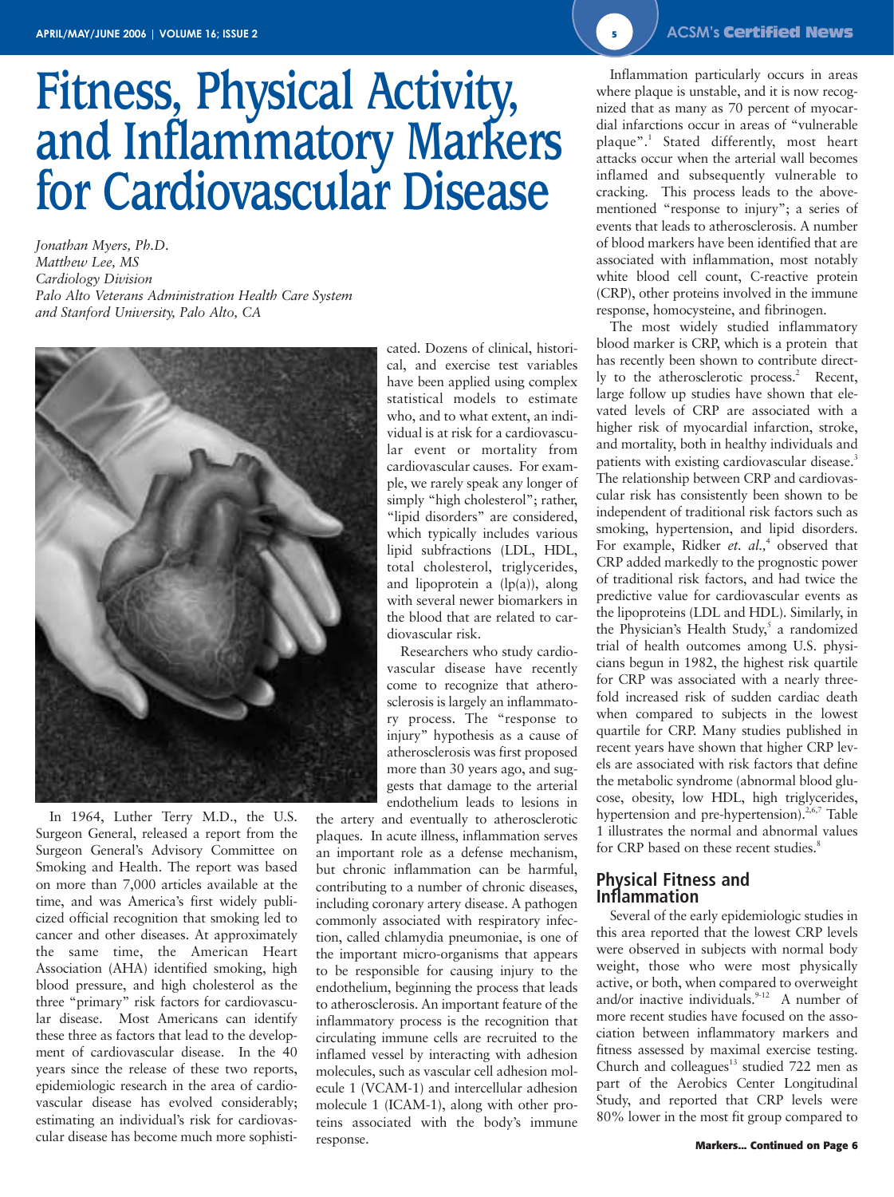# Fitness, Physical Activity, and Inflammatory Markers for Cardiovascular Disease

*Jonathan Myers, Ph.D.*
*Matthew Lee, MS*
*Cardiology Division*
*Palo Alto Veterans Administration Health Care System and Stanford University, Palo Alto, CA*

In 1964, Luther Terry M.D., the U.S. Surgeon General, released a report from the Surgeon General's Advisory Committee on Smoking and Health. The report was based on more than 7,000 articles available at the time, and was America's first widely publicized official recognition that smoking led to cancer and other diseases. At approximately the same time, the American Heart Association (AHA) identified smoking, high blood pressure, and high cholesterol as the three "primary" risk factors for cardiovascular disease. Most Americans can identify these three as factors that lead to the development of cardiovascular disease. In the 40 years since the release of these two reports, epidemiologic research in the area of cardiovascular disease has evolved considerably; estimating an individual's risk for cardiovascular disease has become much more sophisticated. Dozens of clinical, historical, and exercise test variables have been applied using complex statistical models to estimate who, and to what extent, an individual is at risk for a cardiovascular event or mortality from cardiovascular causes. For example, we rarely speak any longer of simply "high cholesterol"; rather, "lipid disorders" are considered, which typically includes various lipid subfractions (LDL, HDL, total cholesterol, triglycerides, and lipoprotein a (lp(a)), along with several newer biomarkers in the blood that are related to cardiovascular risk.

Researchers who study cardiovascular disease have recently come to recognize that atherosclerosis is largely an inflammatory process. The "response to injury" hypothesis as a cause of atherosclerosis was first proposed more than 30 years ago, and suggests that damage to the arterial endothelium leads to lesions in the artery and eventually to atherosclerotic plaques. In acute illness, inflammation serves an important role as a defense mechanism, but chronic inflammation can be harmful, contributing to a number of chronic diseases, including coronary artery disease. A pathogen commonly associated with respiratory infection, called chlamydia pneumoniae, is one of the important micro-organisms that appears to be responsible for causing injury to the endothelium, beginning the process that leads to atherosclerosis. An important feature of the inflammatory process is the recognition that circulating immune cells are recruited to the inflamed vessel by interacting with adhesion molecules, such as vascular cell adhesion molecule 1 (VCAM-1) and intercellular adhesion molecule 1 (ICAM-1), along with other proteins associated with the body's immune response.

Inflammation particularly occurs in areas where plaque is unstable, and it is now recognized that as many as 70 percent of myocardial infarctions occur in areas of "vulnerable plaque".[1] Stated differently, most heart attacks occur when the arterial wall becomes inflamed and subsequently vulnerable to cracking. This process leads to the above-mentioned "response to injury"; a series of events that leads to atherosclerosis. A number of blood markers have been identified that are associated with inflammation, most notably white blood cell count, C-reactive protein (CRP), other proteins involved in the immune response, homocysteine, and fibrinogen.

The most widely studied inflammatory blood marker is CRP, which is a protein that has recently been shown to contribute directly to the atherosclerotic process.[2] Recent, large follow up studies have shown that elevated levels of CRP are associated with a higher risk of myocardial infarction, stroke, and mortality, both in healthy individuals and patients with existing cardiovascular disease.[3] The relationship between CRP and cardiovascular risk has consistently been shown to be independent of traditional risk factors such as smoking, hypertension, and lipid disorders. For example, Ridker *et. al.*,[4] observed that CRP added markedly to the prognostic power of traditional risk factors, and had twice the predictive value for cardiovascular events as the lipoproteins (LDL and HDL). Similarly, in the Physician's Health Study,[5] a randomized trial of health outcomes among U.S. physicians begun in 1982, the highest risk quartile for CRP was associated with a nearly three-fold increased risk of sudden cardiac death when compared to subjects in the lowest quartile for CRP. Many studies published in recent years have shown that higher CRP levels are associated with risk factors that define the metabolic syndrome (abnormal blood glucose, obesity, low HDL, high triglycerides, hypertension and pre-hypertension).[2,6,7] Table 1 illustrates the normal and abnormal values for CRP based on these recent studies.[8]

## Physical Fitness and Inflammation

Several of the early epidemiologic studies in this area reported that the lowest CRP levels were observed in subjects with normal body weight, those who were most physically active, or both, when compared to overweight and/or inactive individuals.[9-12] A number of more recent studies have focused on the association between inflammatory markers and fitness assessed by maximal exercise testing. Church and colleagues[13] studied 722 men as part of the Aerobics Center Longitudinal Study, and reported that CRP levels were 80% lower in the most fit group compared to

**Markers... Continued on Page 6**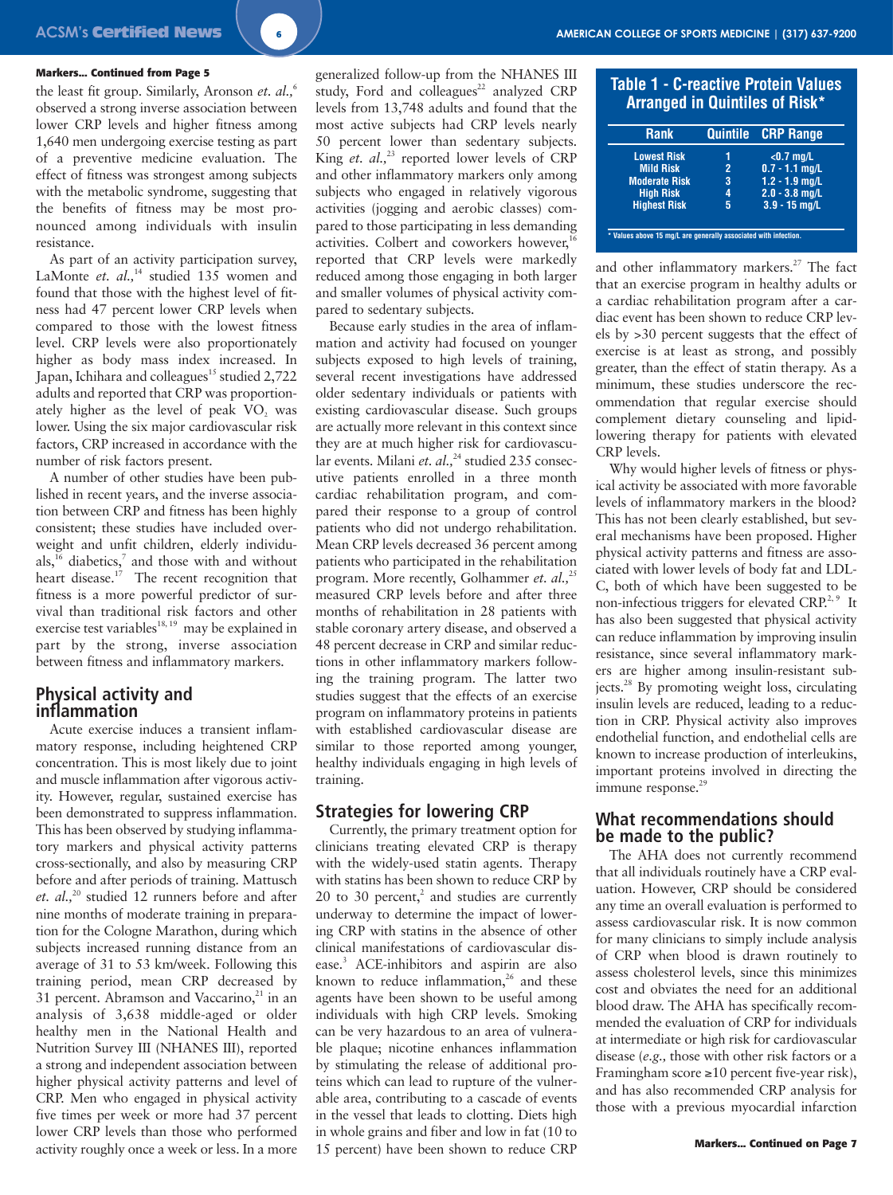**Markers... Continued from Page 5**

the least fit group. Similarly, Aronson *et. al.,*[6] observed a strong inverse association between lower CRP levels and higher fitness among 1,640 men undergoing exercise testing as part of a preventive medicine evaluation. The effect of fitness was strongest among subjects with the metabolic syndrome, suggesting that the benefits of fitness may be most pronounced among individuals with insulin resistance.

As part of an activity participation survey, LaMonte *et. al.,*[14] studied 135 women and found that those with the highest level of fitness had 47 percent lower CRP levels when compared to those with the lowest fitness level. CRP levels were also proportionately higher as body mass index increased. In Japan, Ichihara and colleagues[15] studied 2,722 adults and reported that CRP was proportionately higher as the level of peak $VO_2$ was lower. Using the six major cardiovascular risk factors, CRP increased in accordance with the number of risk factors present.

A number of other studies have been published in recent years, and the inverse association between CRP and fitness has been highly consistent; these studies have included overweight and unfit children, elderly individuals,[16] diabetics,[7] and those with and without heart disease.[17] The recent recognition that fitness is a more powerful predictor of survival than traditional risk factors and other exercise test variables[18, 19] may be explained in part by the strong, inverse association between fitness and inflammatory markers.

## Physical activity and inflammation

Acute exercise induces a transient inflammatory response, including heightened CRP concentration. This is most likely due to joint and muscle inflammation after vigorous activity. However, regular, sustained exercise has been demonstrated to suppress inflammation. This has been observed by studying inflammatory markers and physical activity patterns cross-sectionally, and also by measuring CRP before and after periods of training. Mattusch *et. al.,*[20] studied 12 runners before and after nine months of moderate training in preparation for the Cologne Marathon, during which subjects increased running distance from an average of 31 to 53 km/week. Following this training period, mean CRP decreased by 31 percent. Abramson and Vaccarino,[21] in an analysis of 3,638 middle-aged or older healthy men in the National Health and Nutrition Survey III (NHANES III), reported a strong and independent association between higher physical activity patterns and level of CRP. Men who engaged in physical activity five times per week or more had 37 percent lower CRP levels than those who performed activity roughly once a week or less. In a more generalized follow-up from the NHANES III study, Ford and colleagues[22] analyzed CRP levels from 13,748 adults and found that the most active subjects had CRP levels nearly 50 percent lower than sedentary subjects. King *et. al.,*[23] reported lower levels of CRP and other inflammatory markers only among subjects who engaged in relatively vigorous activities (jogging and aerobic classes) compared to those participating in less demanding activities. Colbert and coworkers however,[16] reported that CRP levels were markedly reduced among those engaging in both larger and smaller volumes of physical activity compared to sedentary subjects.

Because early studies in the area of inflammation and activity had focused on younger subjects exposed to high levels of training, several recent investigations have addressed older sedentary individuals or patients with existing cardiovascular disease. Such groups are actually more relevant in this context since they are at much higher risk for cardiovascular events. Milani *et. al.,*[24] studied 235 consecutive patients enrolled in a three month cardiac rehabilitation program, and compared their response to a group of control patients who did not undergo rehabilitation. Mean CRP levels decreased 36 percent among patients who participated in the rehabilitation program. More recently, Golhammer *et. al.,*[25] measured CRP levels before and after three months of rehabilitation in 28 patients with stable coronary artery disease, and observed a 48 percent decrease in CRP and similar reductions in other inflammatory markers following the training program. The latter two studies suggest that the effects of an exercise program on inflammatory proteins in patients with established cardiovascular disease are similar to those reported among younger, healthy individuals engaging in high levels of training.

## Strategies for lowering CRP

Currently, the primary treatment option for clinicians treating elevated CRP is therapy with the widely-used statin agents. Therapy with statins has been shown to reduce CRP by 20 to 30 percent,[2] and studies are currently underway to determine the impact of lowering CRP with statins in the absence of other clinical manifestations of cardiovascular disease.[3] ACE-inhibitors and aspirin are also known to reduce inflammation,[26] and these agents have been shown to be useful among individuals with high CRP levels. Smoking can be very hazardous to an area of vulnerable plaque; nicotine enhances inflammation by stimulating the release of additional proteins which can lead to rupture of the vulnerable area, contributing to a cascade of events in the vessel that leads to clotting. Diets high in whole grains and fiber and low in fat (10 to 15 percent) have been shown to reduce CRP and other inflammatory markers.[27] The fact that an exercise program in healthy adults or a cardiac rehabilitation program after a cardiac event has been shown to reduce CRP levels by >30 percent suggests that the effect of exercise is at least as strong, and possibly greater, than the effect of statin therapy. As a minimum, these studies underscore the recommendation that regular exercise should complement dietary counseling and lipid-lowering therapy for patients with elevated CRP levels.

**Table 1 - C-reactive Protein Values Arranged in Quintiles of Risk***

| Rank | Quintile | CRP Range |
|---|---|---|
| Lowest Risk | 1 | <0.7 mg/L |
| Mild Risk | 2 | 0.7 - 1.1 mg/L |
| Moderate Risk | 3 | 1.2 - 1.9 mg/L |
| High Risk | 4 | 2.0 - 3.8 mg/L |
| Highest Risk | 5 | 3.9 - 15 mg/L |

\* Values above 15 mg/L are generally associated with infection.

Why would higher levels of fitness or physical activity be associated with more favorable levels of inflammatory markers in the blood? This has not been clearly established, but several mechanisms have been proposed. Higher physical activity patterns and fitness are associated with lower levels of body fat and LDL-C, both of which have been suggested to be non-infectious triggers for elevated CRP.[2, 9] It has also been suggested that physical activity can reduce inflammation by improving insulin resistance, since several inflammatory markers are higher among insulin-resistant subjects.[28] By promoting weight loss, circulating insulin levels are reduced, leading to a reduction in CRP. Physical activity also improves endothelial function, and endothelial cells are known to increase production of interleukins, important proteins involved in directing the immune response.[29]

## What recommendations should be made to the public?

The AHA does not currently recommend that all individuals routinely have a CRP evaluation. However, CRP should be considered any time an overall evaluation is performed to assess cardiovascular risk. It is now common for many clinicians to simply include analysis of CRP when blood is drawn routinely to assess cholesterol levels, since this minimizes cost and obviates the need for an additional blood draw. The AHA has specifically recommended the evaluation of CRP for individuals at intermediate or high risk for cardiovascular disease (*e.g.,* those with other risk factors or a Framingham score ≥10 percent five-year risk), and has also recommended CRP analysis for those with a previous myocardial infarction

**Markers... Continued on Page 7**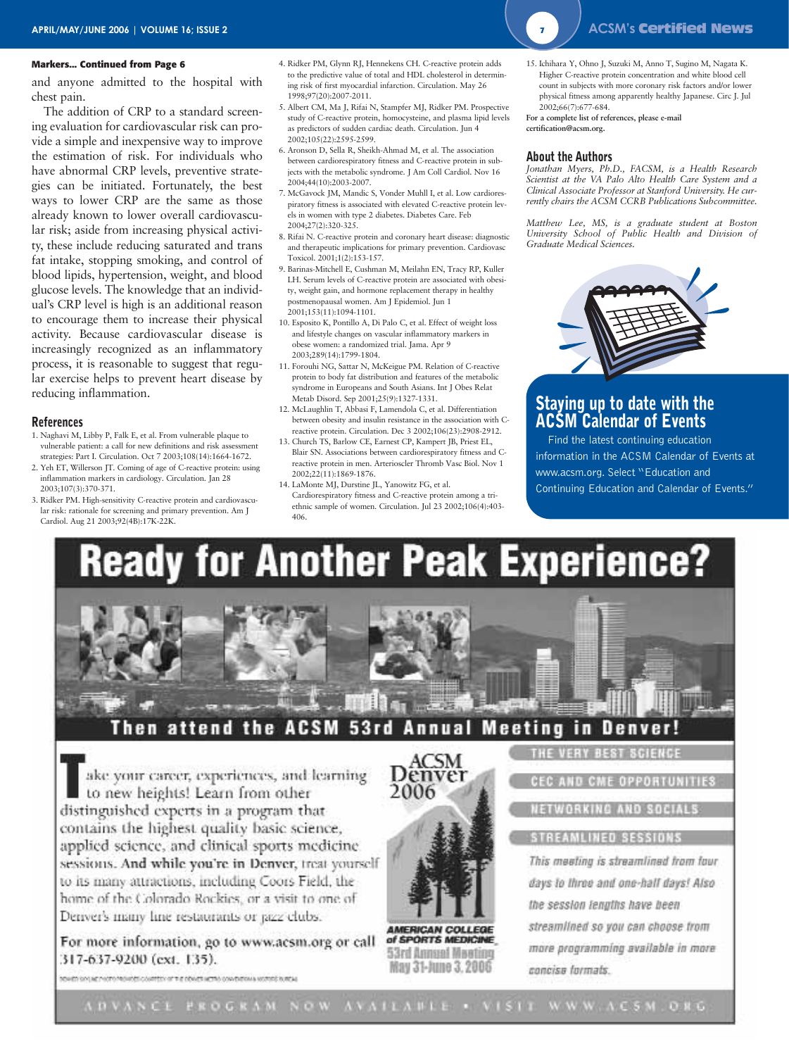**Markers... Continued from Page 6**

and anyone admitted to the hospital with chest pain.

The addition of CRP to a standard screening evaluation for cardiovascular risk can provide a simple and inexpensive way to improve the estimation of risk. For individuals who have abnormal CRP levels, preventive strategies can be initiated. Fortunately, the best ways to lower CRP are the same as those already known to lower overall cardiovascular risk; aside from increasing physical activity, these include reducing saturated and trans fat intake, stopping smoking, and control of blood lipids, hypertension, weight, and blood glucose levels. The knowledge that an individual's CRP level is high is an additional reason to encourage them to increase their physical activity. Because cardiovascular disease is increasingly recognized as an inflammatory process, it is reasonable to suggest that regular exercise helps to prevent heart disease by reducing inflammation.

## References

1. Naghavi M, Libby P, Falk E, et al. From vulnerable plaque to vulnerable patient: a call for new definitions and risk assessment strategies: Part I. Circulation. Oct 7 2003;108(14):1664-1672.
2. Yeh ET, Willerson JT. Coming of age of C-reactive protein: using inflammation markers in cardiology. Circulation. Jan 28 2003;107(3):370-371.
3. Ridker PM. High-sensitivity C-reactive protein and cardiovascular risk: rationale for screening and primary prevention. Am J Cardiol. Aug 21 2003;92(4B):17K-22K.
4. Ridker PM, Glynn RJ, Hennekens CH. C-reactive protein adds to the predictive value of total and HDL cholesterol in determining risk of first myocardial infarction. Circulation. May 26 1998;97(20):2007-2011.
5. Albert CM, Ma J, Rifai N, Stampfer MJ, Ridker PM. Prospective study of C-reactive protein, homocysteine, and plasma lipid levels as predictors of sudden cardiac death. Circulation. Jun 4 2002;105(22):2595-2599.
6. Aronson D, Sella R, Sheikh-Ahmad M, et al. The association between cardiorespiratory fitness and C-reactive protein in subjects with the metabolic syndrome. J Am Coll Cardiol. Nov 16 2004;44(10):2003-2007.
7. McGavock JM, Mandic S, Vonder Muhll I, et al. Low cardiorespiratory fitness is associated with elevated C-reactive protein levels in women with type 2 diabetes. Diabetes Care. Feb 2004;27(2):320-325.
8. Rifai N. C-reactive protein and coronary heart disease: diagnostic and therapeutic implications for primary prevention. Cardiovasc Toxicol. 2001;1(2):153-157.
9. Barinas-Mitchell E, Cushman M, Meilahn EN, Tracy RP, Kuller LH. Serum levels of C-reactive protein are associated with obesity, weight gain, and hormone replacement therapy in healthy postmenopausal women. Am J Epidemiol. Jun 1 2001;153(11):1094-1101.
10. Esposito K, Pontillo A, Di Palo C, et al. Effect of weight loss and lifestyle changes on vascular inflammatory markers in obese women: a randomized trial. Jama. Apr 9 2003;289(14):1799-1804.
11. Forouhi NG, Sattar N, McKeigue PM. Relation of C-reactive protein to body fat distribution and features of the metabolic syndrome in Europeans and South Asians. Int J Obes Relat Metab Disord. Sep 2001;25(9):1327-1331.
12. McLaughlin T, Abbasi F, Lamendola C, et al. Differentiation between obesity and insulin resistance in the association with C-reactive protein. Circulation. Dec 3 2002;106(23):2908-2912.
13. Church TS, Barlow CE, Earnest CP, Kampert JB, Priest EL, Blair SN. Associations between cardiorespiratory fitness and C-reactive protein in men. Arterioscler Thromb Vasc Biol. Nov 1 2002;22(11):1869-1876.
14. LaMonte MJ, Durstine JL, Yanowitz FG, et al. Cardiorespiratory fitness and C-reactive protein among a tri-ethnic sample of women. Circulation. Jul 23 2002;106(4):403-406.
15. Ichihara Y, Ohno J, Suzuki M, Anno T, Sugino M, Nagata K. Higher C-reactive protein concentration and white blood cell count in subjects with more coronary risk factors and/or lower physical fitness among apparently healthy Japanese. Circ J. Jul 2002;66(7):677-684.

**For a complete list of references, please e-mail certification@acsm.org.**

## About the Authors

*Jonathan Myers, Ph.D., FACSM, is a Health Research Scientist at the VA Palo Alto Health Care System and a Clinical Associate Professor at Stanford University. He currently chairs the ACSM CCRB Publications Subcommittee.*

*Matthew Lee, MS, is a graduate student at Boston University School of Public Health and Division of Graduate Medical Sciences.*

## Staying up to date with the ACSM Calendar of Events

Find the latest continuing education information in the ACSM Calendar of Events at www.acsm.org. Select "Education and Continuing Education and Calendar of Events."

# Ready for Another Peak Experience?

## Then attend the ACSM 53rd Annual Meeting in Denver!

Take your career, experiences, and learning to new heights! Learn from other distinguished experts in a program that contains the highest quality basic science, applied science, and clinical sports medicine sessions. **And while you're in Denver,** treat yourself to its many attractions, including Coors Field, the home of the Colorado Rockies, or a visit to one of Denver's many fine restaurants or jazz clubs.

For more information, go to www.acsm.org or call 317-637-9200 (ext. 135).

ACSM Denver 2006

AMERICAN COLLEGE of SPORTS MEDICINE
53rd Annual Meeting
May 31-June 3, 2006

THE VERY BEST SCIENCE

CEC AND CME OPPORTUNITIES

NETWORKING AND SOCIALS

STREAMLINED SESSIONS

*This meeting is streamlined from four days to three and one-half days! Also the session lengths have been streamlined so you can choose from more programming available in more concise formats.*

ADVANCE PROGRAM NOW AVAILABLE • VISIT WWW.ACSM.ORG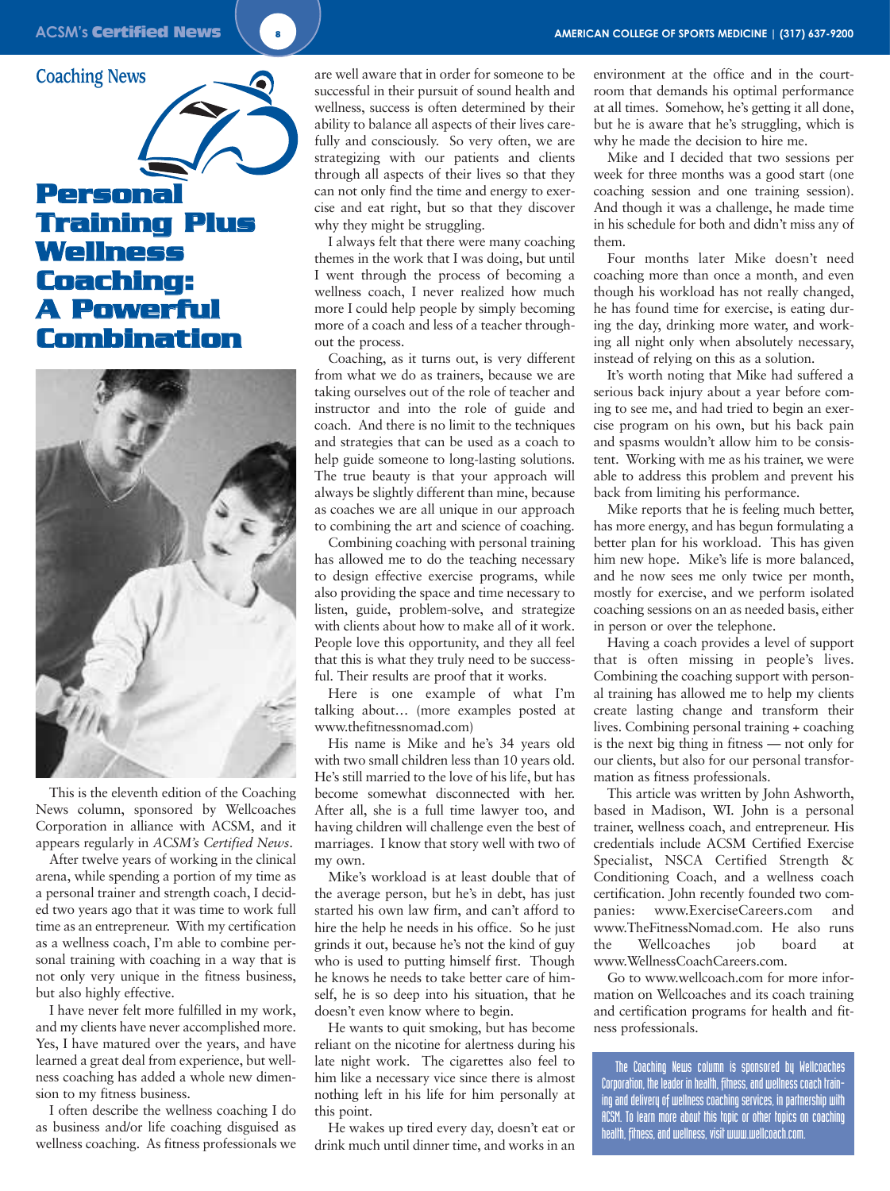Coaching News

# Personal Training Plus Wellness Coaching: A Powerful Combination

This is the eleventh edition of the Coaching News column, sponsored by Wellcoaches Corporation in alliance with ACSM, and it appears regularly in *ACSM's Certified News.*

After twelve years of working in the clinical arena, while spending a portion of my time as a personal trainer and strength coach, I decided two years ago that it was time to work full time as an entrepreneur. With my certification as a wellness coach, I'm able to combine personal training with coaching in a way that is not only very unique in the fitness business, but also highly effective.

I have never felt more fulfilled in my work, and my clients have never accomplished more. Yes, I have matured over the years, and have learned a great deal from experience, but wellness coaching has added a whole new dimension to my fitness business.

I often describe the wellness coaching I do as business and/or life coaching disguised as wellness coaching. As fitness professionals we are well aware that in order for someone to be successful in their pursuit of sound health and wellness, success is often determined by their ability to balance all aspects of their lives carefully and consciously. So very often, we are strategizing with our patients and clients through all aspects of their lives so that they can not only find the time and energy to exercise and eat right, but so that they discover why they might be struggling.

I always felt that there were many coaching themes in the work that I was doing, but until I went through the process of becoming a wellness coach, I never realized how much more I could help people by simply becoming more of a coach and less of a teacher throughout the process.

Coaching, as it turns out, is very different from what we do as trainers, because we are taking ourselves out of the role of teacher and instructor and into the role of guide and coach. And there is no limit to the techniques and strategies that can be used as a coach to help guide someone to long-lasting solutions. The true beauty is that your approach will always be slightly different than mine, because as coaches we are all unique in our approach to combining the art and science of coaching.

Combining coaching with personal training has allowed me to do the teaching necessary to design effective exercise programs, while also providing the space and time necessary to listen, guide, problem-solve, and strategize with clients about how to make all of it work. People love this opportunity, and they all feel that this is what they truly need to be successful. Their results are proof that it works.

Here is one example of what I'm talking about… (more examples posted at www.thefitnessnomad.com)

His name is Mike and he's 34 years old with two small children less than 10 years old. He's still married to the love of his life, but has become somewhat disconnected with her. After all, she is a full time lawyer too, and having children will challenge even the best of marriages. I know that story well with two of my own.

Mike's workload is at least double that of the average person, but he's in debt, has just started his own law firm, and can't afford to hire the help he needs in his office. So he just grinds it out, because he's not the kind of guy who is used to putting himself first. Though he knows he needs to take better care of himself, he is so deep into his situation, that he doesn't even know where to begin.

He wants to quit smoking, but has become reliant on the nicotine for alertness during his late night work. The cigarettes also feel to him like a necessary vice since there is almost nothing left in his life for him personally at this point.

He wakes up tired every day, doesn't eat or drink much until dinner time, and works in an environment at the office and in the courtroom that demands his optimal performance at all times. Somehow, he's getting it all done, but he is aware that he's struggling, which is why he made the decision to hire me.

Mike and I decided that two sessions per week for three months was a good start (one coaching session and one training session). And though it was a challenge, he made time in his schedule for both and didn't miss any of them.

Four months later Mike doesn't need coaching more than once a month, and even though his workload has not really changed, he has found time for exercise, is eating during the day, drinking more water, and working all night only when absolutely necessary, instead of relying on this as a solution.

It's worth noting that Mike had suffered a serious back injury about a year before coming to see me, and had tried to begin an exercise program on his own, but his back pain and spasms wouldn't allow him to be consistent. Working with me as his trainer, we were able to address this problem and prevent his back from limiting his performance.

Mike reports that he is feeling much better, has more energy, and has begun formulating a better plan for his workload. This has given him new hope. Mike's life is more balanced, and he now sees me only twice per month, mostly for exercise, and we perform isolated coaching sessions on an as needed basis, either in person or over the telephone.

Having a coach provides a level of support that is often missing in people's lives. Combining the coaching support with personal training has allowed me to help my clients create lasting change and transform their lives. Combining personal training + coaching is the next big thing in fitness — not only for our clients, but also for our personal transformation as fitness professionals.

This article was written by John Ashworth, based in Madison, WI. John is a personal trainer, wellness coach, and entrepreneur. His credentials include ACSM Certified Exercise Specialist, NSCA Certified Strength & Conditioning Coach, and a wellness coach certification. John recently founded two companies: www.ExerciseCareers.com and www.TheFitnessNomad.com. He also runs the Wellcoaches job board at www.WellnessCoachCareers.com.

Go to www.wellcoach.com for more information on Wellcoaches and its coach training and certification programs for health and fitness professionals.

The Coaching News column is sponsored by Wellcoaches Corporation, the leader in health, fitness, and wellness coach training and delivery of wellness coaching services, in partnership with ACSM. To learn more about this topic or other topics on coaching health, fitness, and wellness, visit www.wellcoach.com.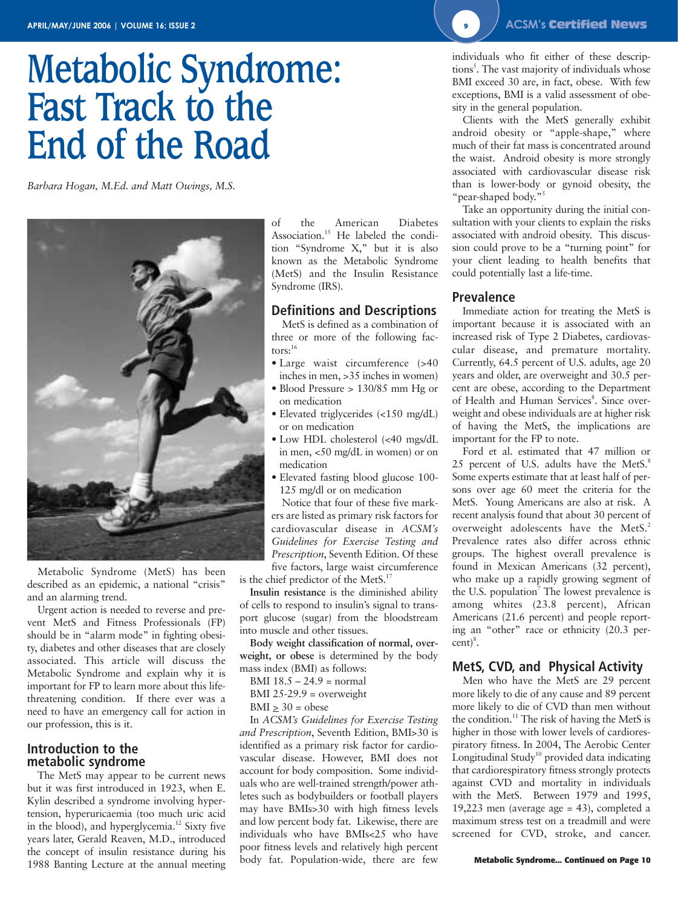# Metabolic Syndrome: Fast Track to the End of the Road

*Barbara Hogan, M.Ed. and Matt Owings, M.S.*

Metabolic Syndrome (MetS) has been described as an epidemic, a national "crisis" and an alarming trend.

Urgent action is needed to reverse and prevent MetS and Fitness Professionals (FP) should be in "alarm mode" in fighting obesity, diabetes and other diseases that are closely associated. This article will discuss the Metabolic Syndrome and explain why it is important for FP to learn more about this life-threatening condition. If there ever was a need to have an emergency call for action in our profession, this is it.

## Introduction to the metabolic syndrome

The MetS may appear to be current news but it was first introduced in 1923, when E. Kylin described a syndrome involving hypertension, hyperuricaemia (too much uric acid in the blood), and hyperglycemia.[12] Sixty five years later, Gerald Reaven, M.D., introduced the concept of insulin resistance during his 1988 Banting Lecture at the annual meeting of the American Diabetes Association.[15] He labeled the condition "Syndrome X," but it is also known as the Metabolic Syndrome (MetS) and the Insulin Resistance Syndrome (IRS).

## Definitions and Descriptions

MetS is defined as a combination of three or more of the following factors:[16]

- Large waist circumference (>40 inches in men, >35 inches in women)
- Blood Pressure > 130/85 mm Hg or on medication
- Elevated triglycerides (<150 mg/dL) or on medication
- Low HDL cholesterol (<40 mgs/dL in men, <50 mg/dL in women) or on medication
- Elevated fasting blood glucose 100-125 mg/dl or on medication

Notice that four of these five markers are listed as primary risk factors for cardiovascular disease in *ACSM's Guidelines for Exercise Testing and Prescription*, Seventh Edition. Of these five factors, large waist circumference is the chief predictor of the MetS.[17]

**Insulin resistance** is the diminished ability of cells to respond to insulin's signal to transport glucose (sugar) from the bloodstream into muscle and other tissues.

**Body weight classification of normal, overweight, or obese** is determined by the body mass index (BMI) as follows:

BMI 18.5 – 24.9 = normal
BMI 25-29.9 = overweight
BMI ≥ 30 = obese

In *ACSM's Guidelines for Exercise Testing and Prescription*, Seventh Edition, BMI>30 is identified as a primary risk factor for cardiovascular disease. However, BMI does not account for body composition. Some individuals who are well-trained strength/power athletes such as bodybuilders or football players may have BMIs>30 with high fitness levels and low percent body fat. Likewise, there are individuals who have BMIs<25 who have poor fitness levels and relatively high percent body fat. Population-wide, there are few individuals who fit either of these descriptions[5]. The vast majority of individuals whose BMI exceed 30 are, in fact, obese. With few exceptions, BMI is a valid assessment of obesity in the general population.

Clients with the MetS generally exhibit android obesity or "apple-shape," where much of their fat mass is concentrated around the waist. Android obesity is more strongly associated with cardiovascular disease risk than is lower-body or gynoid obesity, the "pear-shaped body."[5]

Take an opportunity during the initial consultation with your clients to explain the risks associated with android obesity. This discussion could prove to be a "turning point" for your client leading to health benefits that could potentially last a life-time.

## Prevalence

Immediate action for treating the MetS is important because it is associated with an increased risk of Type 2 Diabetes, cardiovascular disease, and premature mortality. Currently, 64.5 percent of U.S. adults, age 20 years and older, are overweight and 30.5 percent are obese, according to the Department of Health and Human Services[8]. Since overweight and obese individuals are at higher risk of having the MetS, the implications are important for the FP to note.

Ford et al. estimated that 47 million or 25 percent of U.S. adults have the MetS.[8] Some experts estimate that at least half of persons over age 60 meet the criteria for the MetS. Young Americans are also at risk. A recent analysis found that about 30 percent of overweight adolescents have the MetS.[2] Prevalence rates also differ across ethnic groups. The highest overall prevalence is found in Mexican Americans (32 percent), who make up a rapidly growing segment of the U.S. population[7] The lowest prevalence is among whites (23.8 percent), African Americans (21.6 percent) and people reporting an "other" race or ethnicity (20.3 percent)[8].

## MetS, CVD, and Physical Activity

Men who have the MetS are 29 percent more likely to die of any cause and 89 percent more likely to die of CVD than men without the condition.[11] The risk of having the MetS is higher in those with lower levels of cardiorespiratory fitness. In 2004, The Aerobic Center Longitudinal Study[10] provided data indicating that cardiorespiratory fitness strongly protects against CVD and mortality in individuals with the MetS. Between 1979 and 1995, 19,223 men (average age = 43), completed a maximum stress test on a treadmill and were screened for CVD, stroke, and cancer.

**Metabolic Syndrome... Continued on Page 10**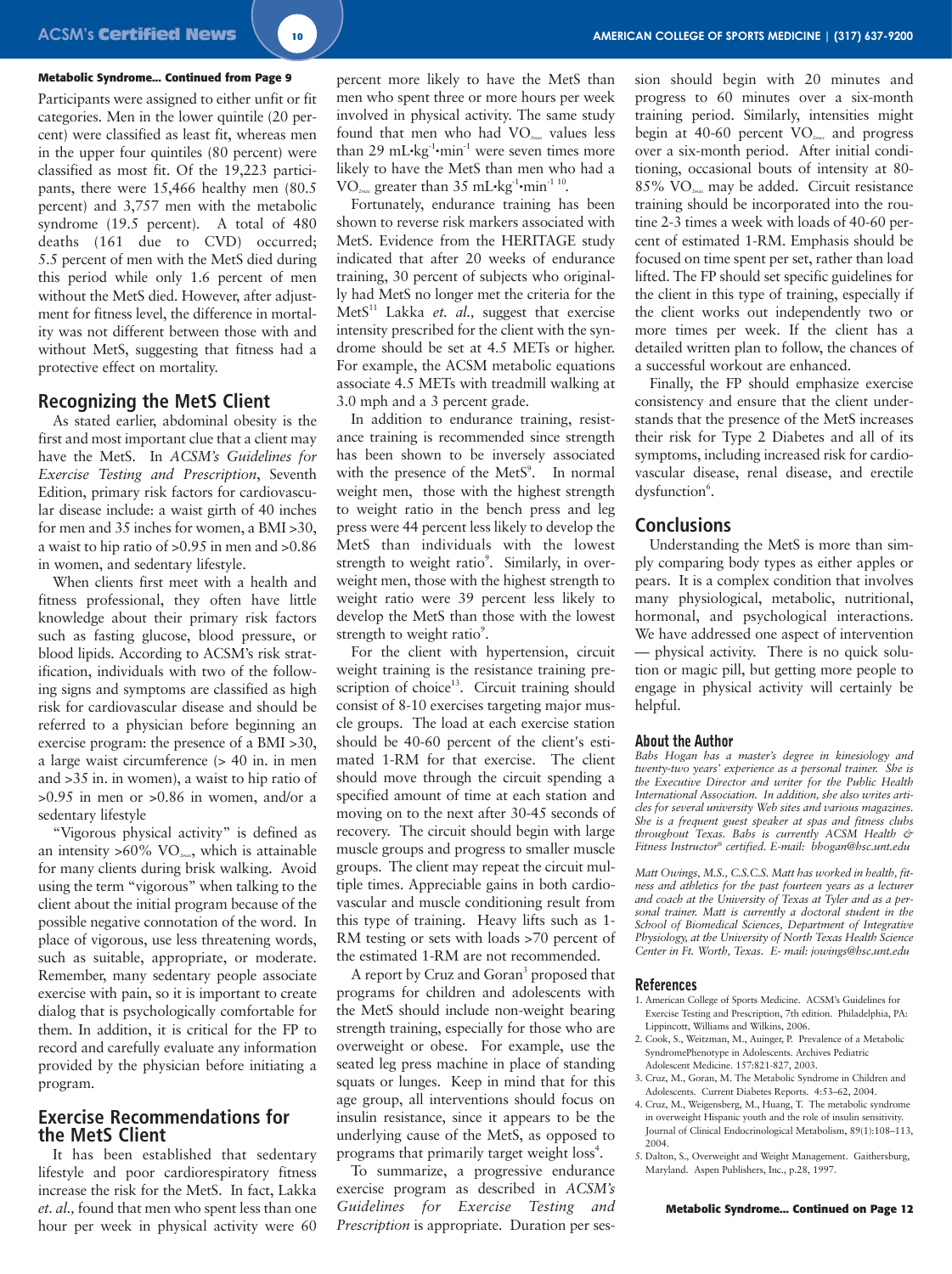**Metabolic Syndrome... Continued from Page 9**

Participants were assigned to either unfit or fit categories. Men in the lower quintile (20 percent) were classified as least fit, whereas men in the upper four quintiles (80 percent) were classified as most fit. Of the 19,223 participants, there were 15,466 healthy men (80.5 percent) and 3,757 men with the metabolic syndrome (19.5 percent). A total of 480 deaths (161 due to CVD) occurred; 5.5 percent of men with the MetS died during this period while only 1.6 percent of men without the MetS died. However, after adjustment for fitness level, the difference in mortality was not different between those with and without MetS, suggesting that fitness had a protective effect on mortality.

## Recognizing the MetS Client

As stated earlier, abdominal obesity is the first and most important clue that a client may have the MetS. In *ACSM's Guidelines for Exercise Testing and Prescription*, Seventh Edition, primary risk factors for cardiovascular disease include: a waist girth of 40 inches for men and 35 inches for women, a BMI >30, a waist to hip ratio of >0.95 in men and >0.86 in women, and sedentary lifestyle.

When clients first meet with a health and fitness professional, they often have little knowledge about their primary risk factors such as fasting glucose, blood pressure, or blood lipids. According to ACSM's risk stratification, individuals with two of the following signs and symptoms are classified as high risk for cardiovascular disease and should be referred to a physician before beginning an exercise program: the presence of a BMI >30, a large waist circumference (> 40 in. in men and >35 in. in women), a waist to hip ratio of >0.95 in men or >0.86 in women, and/or a sedentary lifestyle

"Vigorous physical activity" is defined as an intensity >60% $VO_{2max}$, which is attainable for many clients during brisk walking. Avoid using the term "vigorous" when talking to the client about the initial program because of the possible negative connotation of the word. In place of vigorous, use less threatening words, such as suitable, appropriate, or moderate. Remember, many sedentary people associate exercise with pain, so it is important to create dialog that is psychologically comfortable for them. In addition, it is critical for the FP to record and carefully evaluate any information provided by the physician before initiating a program.

## Exercise Recommendations for the MetS Client

It has been established that sedentary lifestyle and poor cardiorespiratory fitness increase the risk for the MetS. In fact, Lakka *et. al.,* found that men who spent less than one hour per week in physical activity were 60 percent more likely to have the MetS than men who spent three or more hours per week involved in physical activity. The same study found that men who had $VO_{2max}$ values less than 29 $mL \cdot kg^{-1} \cdot min^{-1}$ were seven times more likely to have the MetS than men who had a $VO_{2max}$ greater than 35 $mL \cdot kg^{-1} \cdot min^{-1}$ [10].

Fortunately, endurance training has been shown to reverse risk markers associated with MetS. Evidence from the HERITAGE study indicated that after 20 weeks of endurance training, 30 percent of subjects who originally had MetS no longer met the criteria for the MetS[11] Lakka *et. al.,* suggest that exercise intensity prescribed for the client with the syndrome should be set at 4.5 METs or higher. For example, the ACSM metabolic equations associate 4.5 METs with treadmill walking at 3.0 mph and a 3 percent grade.

In addition to endurance training, resistance training is recommended since strength has been shown to be inversely associated with the presence of the MetS[9]. In normal weight men, those with the highest strength to weight ratio in the bench press and leg press were 44 percent less likely to develop the MetS than individuals with the lowest strength to weight ratio[9]. Similarly, in overweight men, those with the highest strength to weight ratio were 39 percent less likely to develop the MetS than those with the lowest strength to weight ratio[9].

For the client with hypertension, circuit weight training is the resistance training prescription of choice[13]. Circuit training should consist of 8-10 exercises targeting major muscle groups. The load at each exercise station should be 40-60 percent of the client's estimated 1-RM for that exercise. The client should move through the circuit spending a specified amount of time at each station and moving on to the next after 30-45 seconds of recovery. The circuit should begin with large muscle groups and progress to smaller muscle groups. The client may repeat the circuit multiple times. Appreciable gains in both cardiovascular and muscle conditioning result from this type of training. Heavy lifts such as 1-RM testing or sets with loads >70 percent of the estimated 1-RM are not recommended.

A report by Cruz and Goran[3] proposed that programs for children and adolescents with the MetS should include non-weight bearing strength training, especially for those who are overweight or obese. For example, use the seated leg press machine in place of standing squats or lunges. Keep in mind that for this age group, all interventions should focus on insulin resistance, since it appears to be the underlying cause of the MetS, as opposed to programs that primarily target weight loss[4].

To summarize, a progressive endurance exercise program as described in *ACSM's Guidelines for Exercise Testing and Prescription* is appropriate. Duration per session should begin with 20 minutes and progress to 60 minutes over a six-month training period. Similarly, intensities might begin at 40-60 percent $VO_{2max}$ and progress over a six-month period. After initial conditioning, occasional bouts of intensity at 80-85% $VO_{2max}$ may be added. Circuit resistance training should be incorporated into the routine 2-3 times a week with loads of 40-60 percent of estimated 1-RM. Emphasis should be focused on time spent per set, rather than load lifted. The FP should set specific guidelines for the client in this type of training, especially if the client works out independently two or more times per week. If the client has a detailed written plan to follow, the chances of a successful workout are enhanced.

Finally, the FP should emphasize exercise consistency and ensure that the client understands that the presence of the MetS increases their risk for Type 2 Diabetes and all of its symptoms, including increased risk for cardiovascular disease, renal disease, and erectile dysfunction[6].

## Conclusions

Understanding the MetS is more than simply comparing body types as either apples or pears. It is a complex condition that involves many physiological, metabolic, nutritional, hormonal, and psychological interactions. We have addressed one aspect of intervention — physical activity. There is no quick solution or magic pill, but getting more people to engage in physical activity will certainly be helpful.

### About the Author

*Babs Hogan has a master's degree in kinesiology and twenty-two years' experience as a personal trainer. She is the Executive Director and writer for the Public Health International Association. In addition, she also writes articles for several university Web sites and various magazines. She is a frequent guest speaker at spas and fitness clubs throughout Texas. Babs is currently ACSM Health & Fitness Instructor® certified. E-mail: bhogan@hsc.unt.edu*

*Matt Owings, M.S., C.S.C.S. Matt has worked in health, fitness and athletics for the past fourteen years as a lecturer and coach at the University of Texas at Tyler and as a personal trainer. Matt is currently a doctoral student in the School of Biomedical Sciences, Department of Integrative Physiology, at the University of North Texas Health Science Center in Ft. Worth, Texas. E- mail: jowings@hsc.unt.edu*

### References

1. American College of Sports Medicine. ACSM's Guidelines for Exercise Testing and Prescription, 7th edition. Philadelphia, PA: Lippincott, Williams and Wilkins, 2006.
2. Cook, S., Weitzman, M., Auinger, P. Prevalence of a Metabolic SyndromePhenotype in Adolescents. Archives Pediatric Adolescent Medicine. 157:821-827, 2003.
3. Cruz, M., Goran, M. The Metabolic Syndrome in Children and Adolescents. Current Diabetes Reports. 4:53–62, 2004.
4. Cruz, M., Weigensberg, M., Huang, T. The metabolic syndrome in overweight Hispanic youth and the role of insulin sensitivity. Journal of Clinical Endocrinological Metabolism, 89(1):108–113, 2004.
5. Dalton, S., Overweight and Weight Management. Gaithersburg, Maryland. Aspen Publishers, Inc., p.28, 1997.

**Metabolic Syndrome... Continued on Page 12**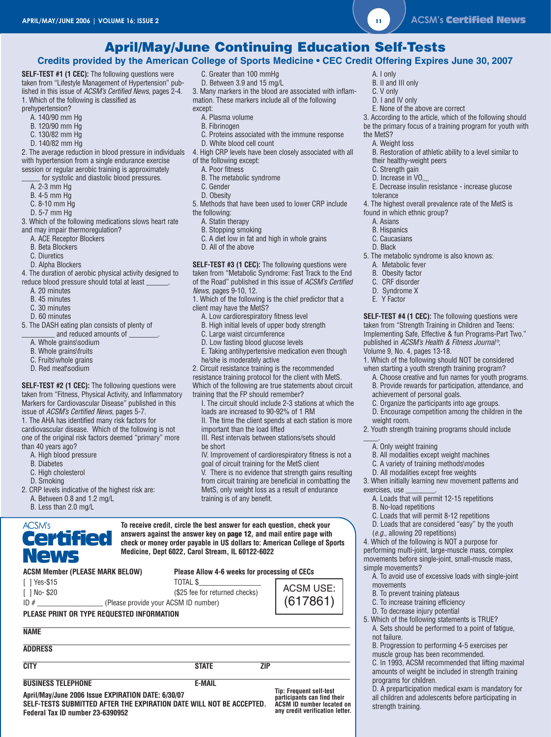# April/May/June Continuing Education Self-Tests

## Credits provided by the American College of Sports Medicine • CEC Credit Offering Expires June 30, 2007

**SELF-TEST #1 (1 CEC):** The following questions were taken from "Lifestyle Management of Hypertension" published in this issue of *ACSM's Certified News*, pages 2-4.

1. Which of the following is classified as prehypertension?
   - A. 140/90 mm Hg
   - B. 120/90 mm Hg
   - C. 130/82 mm Hg
   - D. 140/82 mm Hg

2. The average reduction in blood pressure in individuals with hypertension from a single endurance exercise session or regular aerobic training is approximately _____ for systolic and diastolic blood pressures.
   - A. 2-3 mm Hg
   - B. 4-5 mm Hg
   - C. 8-10 mm Hg
   - D. 5-7 mm Hg

3. Which of the following medications slows heart rate and may impair thermoregulation?
   - A. ACE Receptor Blockers
   - B. Beta Blockers
   - C. Diuretics
   - D. Alpha Blockers

4. The duration of aerobic physical activity designed to reduce blood pressure should total at least ______.
   - A. 20 minutes
   - B. 45 minutes
   - C. 30 minutes
   - D. 60 minutes

5. The DASH eating plan consists of plenty of _________ and reduced amounts of ________.
   - A. Whole grains\sodium
   - B. Whole grains\fruits
   - C. Fruits\whole grains
   - D. Red meat\sodium

**SELF-TEST #2 (1 CEC):** The following questions were taken from "Fitness, Physical Activity, and Inflammatory Markers for Cardiovascular Disease" published in this issue of *ACSM's Certified News*, pages 5-7.

1. The AHA has identified many risk factors for cardiovascular disease. Which of the following is not one of the original risk factors deemed "primary" more than 40 years ago?
   - A. High blood pressure
   - B. Diabetes
   - C. High cholesterol
   - D. Smoking

2. CRP levels indicative of the highest risk are:
   - A. Between 0.8 and 1.2 mg/L
   - B. Less than 2.0 mg/L
   - C. Greater than 100 mmHg
   - D. Between 3.9 and 15 mg/L

3. Many markers in the blood are associated with inflammation. These markers include all of the following except:
   - A. Plasma volume
   - B. Fibrinogen
   - C. Proteins associated with the immune response
   - D. White blood cell count

4. High CRP levels have been closely associated with all of the following except:
   - A. Poor fitness
   - B. The metabolic syndrome
   - C. Gender
   - D. Obesity

5. Methods that have been used to lower CRP include the following:
   - A. Statin therapy
   - B. Stopping smoking
   - C. A diet low in fat and high in whole grains
   - D. All of the above

**SELF-TEST #3 (1 CEC):** The following questions were taken from "Metabolic Syndrome: Fast Track to the End of the Road" published in this issue of *ACSM's Certified News*, pages 9-10, 12.

1. Which of the following is the chief predictor that a client may have the MetS?
   - A. Low cardiorespiratory fitness level
   - B. High initial levels of upper body strength
   - C. Large waist circumference
   - D. Low fasting blood glucose levels
   - E. Taking antihypertensive medication even though he/she is moderately active

2. Circuit resistance training is the recommended resistance training protocol for the client with MetS. Which of the following are true statements about circuit training that the FP should remember?
   - I. The circuit should include 2-3 stations at which the loads are increased to 90-92% of 1 RM
   - II. The time the client spends at each station is more important than the load lifted
   - III. Rest intervals between stations/sets should be short
   - IV. Improvement of cardiorespiratory fitness is not a goal of circuit training for the MetS client
   - V. There is no evidence that strength gains resulting from circuit training are beneficial in combatting the MetS, only weight loss as a result of endurance training is of any benefit.

   - A. I only
   - B. II and III only
   - C. V only
   - D. I and IV only
   - E. None of the above are correct

3. According to the article, which of the following should be the primary focus of a training program for youth with the MetS?
   - A. Weight loss
   - B. Restoration of athletic ability to a level similar to their healthy-weight peers
   - C. Strength gain
   - D. Increase in $VO_{2max}$
   - E. Decrease insulin resistance - increase glucose tolerance

4. The highest overall prevalence rate of the MetS is found in which ethnic group?
   - A. Asians
   - B. Hispanics
   - C. Caucasians
   - D. Black

5. The metabolic syndrome is also known as:
   - A. Metabolic fever
   - B. Obesity factor
   - C. CRF disorder
   - D. Syndrome X
   - E. Y Factor

**SELF-TEST #4 (1 CEC):** The following questions were taken from "Strength Training in Children and Teens: Implementing Safe, Effective & fun Programs-Part Two." published in *ACSM's Health & Fitness Journal®*, Volume 9, No. 4, pages 13-18.

1. Which of the following should NOT be considered when starting a youth strength training program?
   - A. Choose creative and fun names for youth programs.
   - B. Provide rewards for participation, attendance, and achievement of personal goals.
   - C. Organize the participants into age groups.
   - D. Encourage competition among the children in the weight room.

2. Youth strength training programs should include ____.
   - A. Only weight training
   - B. All modalities except weight machines
   - C. A variety of training methods\modes
   - D. All modalities except free weights

3. When initially learning new movement patterns and exercises, use ________.
   - A. Loads that will permit 12-15 repetitions
   - B. No-load repetitions
   - C. Loads that will permit 8-12 repetitions
   - D. Loads that are considered "easy" by the youth (*e.g.,* allowing 20 repetitions)

4. Which of the following is NOT a purpose for performing multi-joint, large-muscle mass, complex movements before single-joint, small-muscle mass, simple movements?
   - A. To avoid use of excessive loads with single-joint movements
   - B. To prevent training plateaus
   - C. To increase training efficiency
   - D. To decrease injury potential

5. Which of the following statements is TRUE?
   - A. Sets should be performed to a point of fatigue, not failure.
   - B. Progression to performing 4-5 exercises per muscle group has been recommended.
   - C. In 1993, ACSM recommended that lifting maximal amounts of weight be included in strength training programs for children.
   - D. A preparticipation medical exam is mandatory for all children and adolescents before participating in strength training.

---

**ACSM's Certified News**

**To receive credit, circle the best answer for each question, check your answers against the answer key on page 12, and mail entire page with check or money order payable in US dollars to: American College of Sports Medicine, Dept 6022, Carol Stream, IL 60122-6022**

**ACSM Member (PLEASE MARK BELOW)**

[ ] Yes-$15

[ ] No- $20

ID # _________________ (Please provide your ACSM ID number)

**Please Allow 4-6 weeks for processing of CECs**

TOTAL $_______________

($25 fee for returned checks)

ACSM USE: (617861)

**PLEASE PRINT OR TYPE REQUESTED INFORMATION**

**NAME**

**ADDRESS**

**CITY** **STATE** **ZIP**

**BUSINESS TELEPHONE** **E-MAIL**

**April/May/June 2006 Issue EXPIRATION DATE: 6/30/07**

**SELF-TESTS SUBMITTED AFTER THE EXPIRATION DATE WILL NOT BE ACCEPTED.**

**Federal Tax ID number 23-6390952**

**Tip: Frequent self-test participants can find their ACSM ID number located on any credit verification letter.**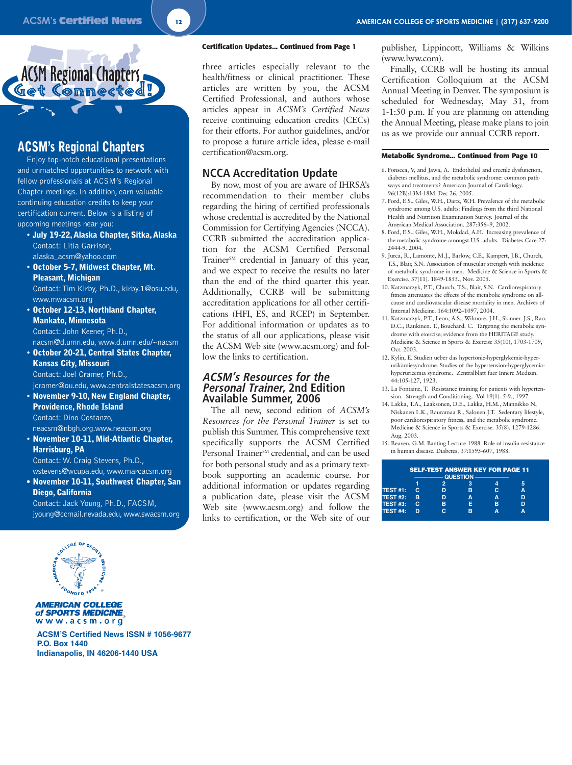ACSM Regional Chapters Get Connected!

## ACSM's Regional Chapters

Enjoy top-notch educational presentations and unmatched opportunities to network with fellow professionals at ACSM's Regional Chapter meetings. In addition, earn valuable continuing education credits to keep your certification current. Below is a listing of upcoming meetings near you:

- **July 19-22, Alaska Chapter, Sitka, Alaska**
  Contact: Litia Garrison, alaska_acsm@yahoo.com
- **October 5-7, Midwest Chapter, Mt. Pleasant, Michigan**
  Contact: Tim Kirby, Ph.D., kirby.1@osu.edu, www.mwacsm.org
- **October 12-13, Northland Chapter, Mankato, Minnesota**
  Contact: John Keener, Ph.D., nacsm@d.umn.edu, www.d.umn.edu/~nacsm
- **October 20-21, Central States Chapter, Kansas City, Missouri**
  Contact: Joel Cramer, Ph.D., jcramer@ou.edu, www.centralstatesacsm.org
- **November 9-10, New England Chapter, Providence, Rhode Island**
  Contact: Dino Costanzo, neacsm@nbgh.org.www.neacsm.org
- **November 10-11, Mid-Atlantic Chapter, Harrisburg, PA**
  Contact: W. Craig Stevens, Ph.D., wstevens@wcupa.edu, www.marcacsm.org
- **November 10-11, Southwest Chapter, San Diego, California**
  Contact: Jack Young, Ph.D., FACSM, jyoung@ccmail.nevada.edu, www.swacsm.org

**Certification Updates... Continued from Page 1**

three articles especially relevant to the health/fitness or clinical practitioner. These articles are written by you, the ACSM Certified Professional, and authors whose articles appear in *ACSM's Certified News* receive continuing education credits (CECs) for their efforts. For author guidelines, and/or to propose a future article idea, please e-mail certification@acsm.org.

## NCCA Accreditation Update

By now, most of you are aware of IHRSA's recommendation to their member clubs regarding the hiring of certified professionals whose credential is accredited by the National Commission for Certifying Agencies (NCCA). CCRB submitted the accreditation application for the ACSM Certified Personal Trainer℠ credential in January of this year, and we expect to receive the results no later than the end of the third quarter this year. Additionally, CCRB will be submitting accreditation applications for all other certifications (HFI, ES, and RCEP) in September. For additional information or updates as to the status of all our applications, please visit the ACSM Web site (www.acsm.org) and follow the links to certification.

## *ACSM's Resources for the Personal Trainer*, 2nd Edition Available Summer, 2006

The all new, second edition of *ACSM's Resources for the Personal Trainer* is set to publish this Summer. This comprehensive text specifically supports the ACSM Certified Personal Trainer℠ credential, and can be used for both personal study and as a primary textbook supporting an academic course. For additional information or updates regarding a publication date, please visit the ACSM Web site (www.acsm.org) and follow the links to certification, or the Web site of our publisher, Lippincott, Williams & Wilkins (www.lww.com).

Finally, CCRB will be hosting its annual Certification Colloquium at the ACSM Annual Meeting in Denver. The symposium is scheduled for Wednesday, May 31, from 1-1:50 p.m. If you are planning on attending the Annual Meeting, please make plans to join us as we provide our annual CCRB report.

**Metabolic Syndrome... Continued from Page 10**

6. Fonseca, V, and Jawa, A. Endothelial and erectile dysfunction, diabetes mellitus, and the metabolic syndrome: common pathways and treatments? American Journal of Cardiology. 96(12B):13M-18M. Dec 26, 2005.
7. Ford, E.S., Giles, W.H., Dietz, W.H. Prevalence of the metabolic syndrome among U.S. adults: Findings from the third National Health and Nutrition Examination Survey. Journal of the American Medical Association. 287:356–9, 2002.
8. Ford, E.S., Giles, W.H., Mokdad, A.H. Increasing prevalence of the metabolic syndrome amongst U.S. adults. Diabetes Care 27: 2444-9. 2004.
9. Jurca, R., Lamonte, M.J., Barlow, C.E., Kampert, J.B., Church, T.S., Blair, S.N. Association of muscular strength with incidence of metabolic syndrome in men. Medicine & Science in Sports & Exercise. 37(11). 1849-1855., Nov. 2005.
10. Katzmarzyk, P.T., Church, T.S., Blair, S.N. Cardiorespiratory fitness attenuates the effects of the metabolic syndrome on all-cause and cardiovascular disease mortality in men. Archives of Internal Medicine. 164:1092–1097, 2004.
11. Katzmarzyk, P.T., Leon, A.S., Wilmore. J.H., Skinner. J.S., Rao. D.C., Rankinen. T., Bouchard. C. Targeting the metabolic syndrome with exercise; evidence from the HERITAGE study. Medicine & Science in Sports & Exercise 35(10), 1703-1709, Oct. 2003.
12. Kylin, E. Studien ueber das hypertonie-hyperglykemie-hyperurikämiesyndrome. Studies of the hypertension-hyperglycemia-hyperuricemia syndrome. Zentralblatt fuer Innere Medizin. 44:105-127, 1923.
13. La Fontaine, T. Resistance training for patients with hypertension. Strength and Conditioning. Vol 19(1). 5-9., 1997.
14. Lakka, T.A., Laaksonen, D.E., Lakka, H.M., Mannikko N, Niskanen L.K., Rauramaa R., Salonen J.T. Sedentary lifestyle, poor cardiorespiratory fitness, and the metabolic syndrome. Medicine & Science in Sports & Exercise. 35(8). 1279-1286. Aug. 2003.
15. Reaven, G.M. Banting Lecture 1988. Role of insulin resistance in human disease. Diabetes. 37:1595-607, 1988.

**SELF-TEST ANSWER KEY FOR PAGE 11**

| | QUESTION 1 | 2 | 3 | 4 | 5 |
|---|---|---|---|---|---|
| TEST #1: | C | D | B | C | A |
| TEST #2: | B | D | A | A | D |
| TEST #3: | C | B | E | B | D |
| TEST #4: | D | C | B | A | A |

AMERICAN COLLEGE of SPORTS MEDICINE
www.acsm.org

ACSM'S Certified News ISSN # 1056-9677
P.O. Box 1440
Indianapolis, IN 46206-1440 USA